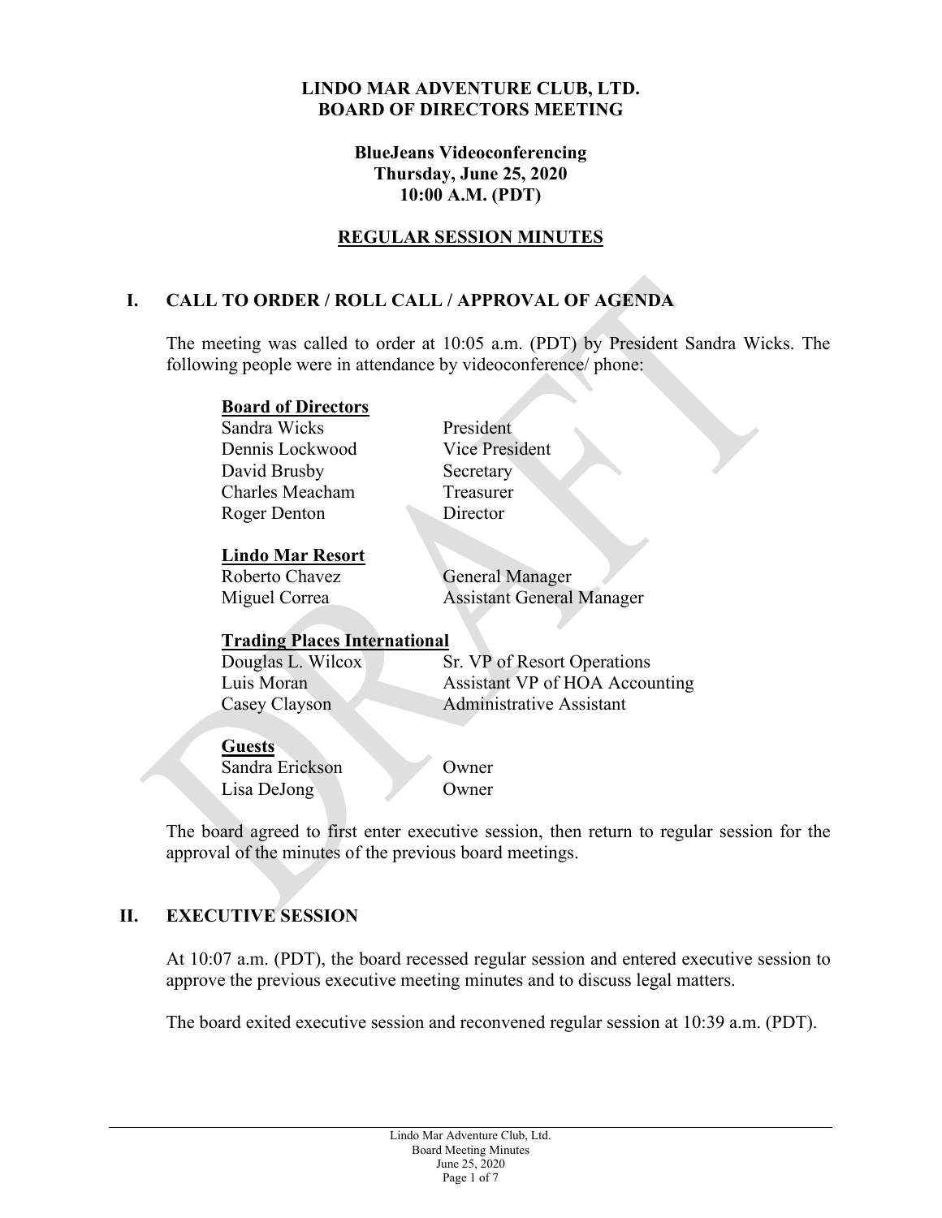**LINDO MAR ADVENTURE CLUB, LTD.**
**BOARD OF DIRECTORS MEETING**

**BlueJeans Videoconferencing**
**Thursday, June 25, 2020**
**10:00 A.M. (PDT)**

**REGULAR SESSION MINUTES**

## I. CALL TO ORDER / ROLL CALL / APPROVAL OF AGENDA

The meeting was called to order at 10:05 a.m. (PDT) by President Sandra Wicks. The following people were in attendance by videoconference/ phone:

**Board of Directors**

| | |
|---|---|
| Sandra Wicks | President |
| Dennis Lockwood | Vice President |
| David Brusby | Secretary |
| Charles Meacham | Treasurer |
| Roger Denton | Director |

**Lindo Mar Resort**

| | |
|---|---|
| Roberto Chavez | General Manager |
| Miguel Correa | Assistant General Manager |

**Trading Places International**

| | |
|---|---|
| Douglas L. Wilcox | Sr. VP of Resort Operations |
| Luis Moran | Assistant VP of HOA Accounting |
| Casey Clayson | Administrative Assistant |

**Guests**

| | |
|---|---|
| Sandra Erickson | Owner |
| Lisa DeJong | Owner |

The board agreed to first enter executive session, then return to regular session for the approval of the minutes of the previous board meetings.

## II. EXECUTIVE SESSION

At 10:07 a.m. (PDT), the board recessed regular session and entered executive session to approve the previous executive meeting minutes and to discuss legal matters.

The board exited executive session and reconvened regular session at 10:39 a.m. (PDT).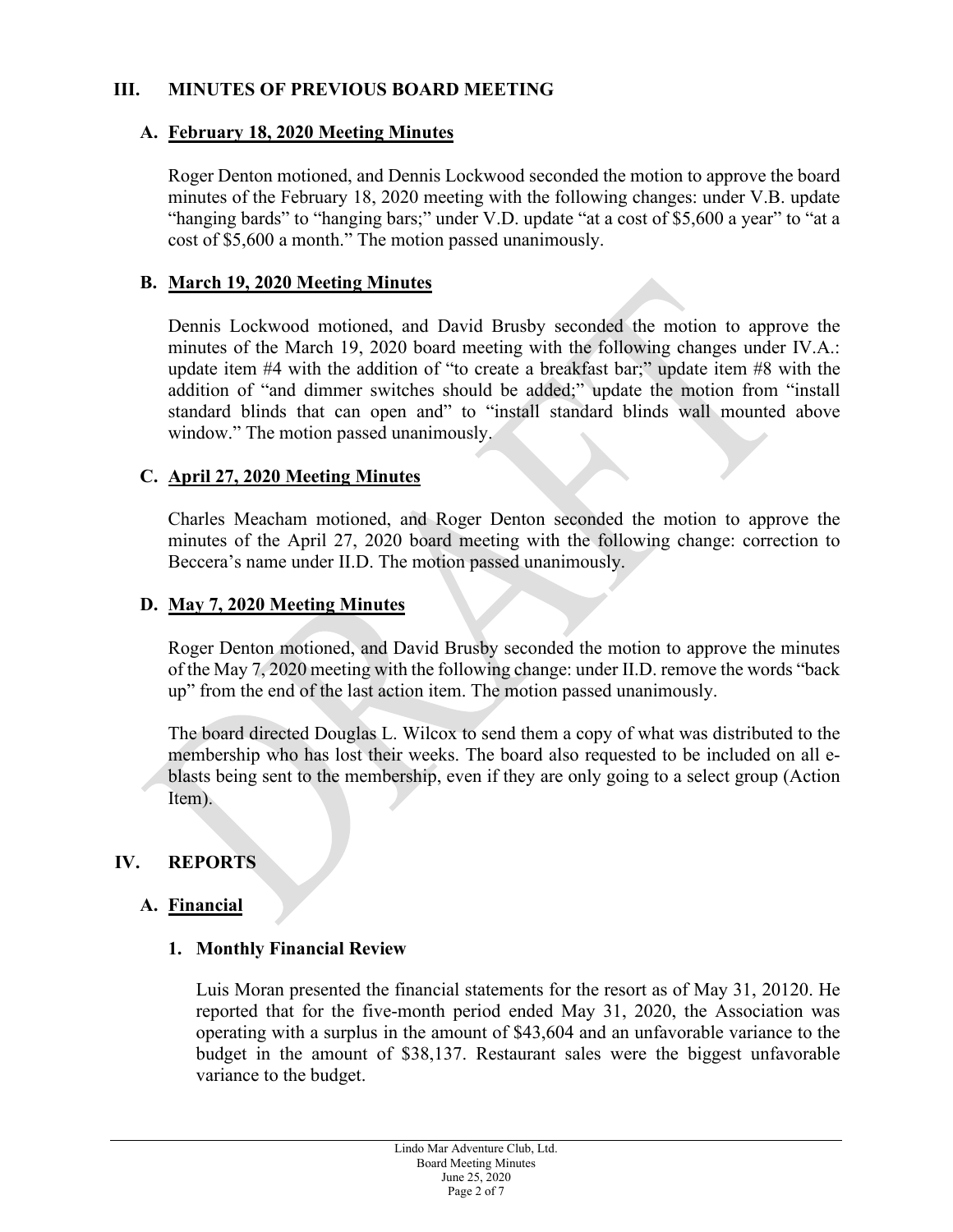## III. MINUTES OF PREVIOUS BOARD MEETING

### A. February 18, 2020 Meeting Minutes

Roger Denton motioned, and Dennis Lockwood seconded the motion to approve the board minutes of the February 18, 2020 meeting with the following changes: under V.B. update "hanging bards" to "hanging bars;" under V.D. update "at a cost of $5,600 a year" to "at a cost of $5,600 a month." The motion passed unanimously.

### B. March 19, 2020 Meeting Minutes

Dennis Lockwood motioned, and David Brusby seconded the motion to approve the minutes of the March 19, 2020 board meeting with the following changes under IV.A.: update item #4 with the addition of "to create a breakfast bar;" update item #8 with the addition of "and dimmer switches should be added;" update the motion from "install standard blinds that can open and" to "install standard blinds wall mounted above window." The motion passed unanimously.

### C. April 27, 2020 Meeting Minutes

Charles Meacham motioned, and Roger Denton seconded the motion to approve the minutes of the April 27, 2020 board meeting with the following change: correction to Beccera's name under II.D. The motion passed unanimously.

### D. May 7, 2020 Meeting Minutes

Roger Denton motioned, and David Brusby seconded the motion to approve the minutes of the May 7, 2020 meeting with the following change: under II.D. remove the words "back up" from the end of the last action item. The motion passed unanimously.

The board directed Douglas L. Wilcox to send them a copy of what was distributed to the membership who has lost their weeks. The board also requested to be included on all e-blasts being sent to the membership, even if they are only going to a select group (Action Item).

## IV. REPORTS

### A. Financial

#### 1. Monthly Financial Review

Luis Moran presented the financial statements for the resort as of May 31, 20120. He reported that for the five-month period ended May 31, 2020, the Association was operating with a surplus in the amount of $43,604 and an unfavorable variance to the budget in the amount of $38,137. Restaurant sales were the biggest unfavorable variance to the budget.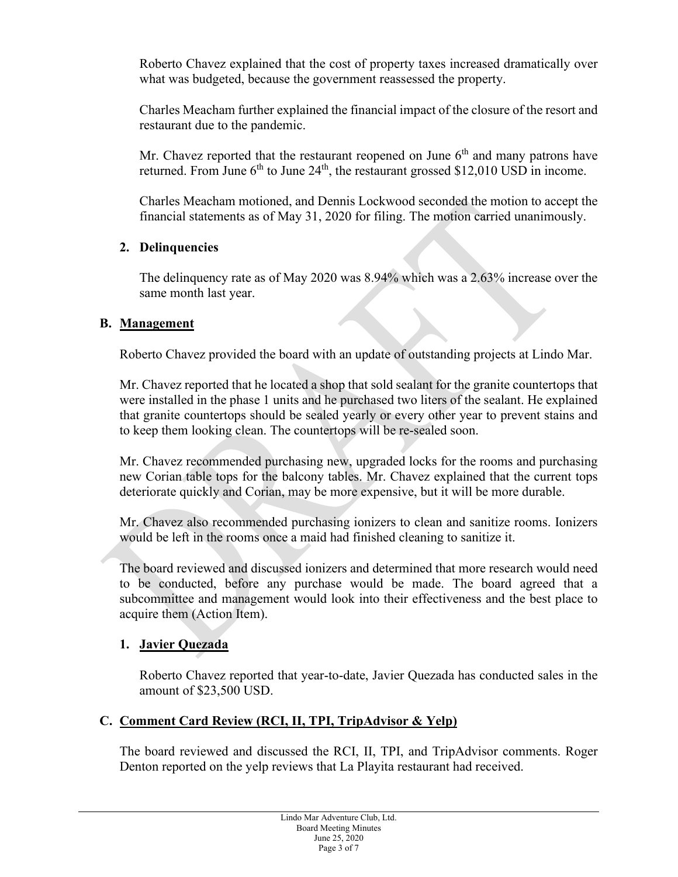Roberto Chavez explained that the cost of property taxes increased dramatically over what was budgeted, because the government reassessed the property.

Charles Meacham further explained the financial impact of the closure of the resort and restaurant due to the pandemic.

Mr. Chavez reported that the restaurant reopened on June 6th and many patrons have returned. From June 6th to June 24th, the restaurant grossed $12,010 USD in income.

Charles Meacham motioned, and Dennis Lockwood seconded the motion to accept the financial statements as of May 31, 2020 for filing. The motion carried unanimously.

**2. Delinquencies**

The delinquency rate as of May 2020 was 8.94% which was a 2.63% increase over the same month last year.

**B. Management**

Roberto Chavez provided the board with an update of outstanding projects at Lindo Mar.

Mr. Chavez reported that he located a shop that sold sealant for the granite countertops that were installed in the phase 1 units and he purchased two liters of the sealant. He explained that granite countertops should be sealed yearly or every other year to prevent stains and to keep them looking clean. The countertops will be re-sealed soon.

Mr. Chavez recommended purchasing new, upgraded locks for the rooms and purchasing new Corian table tops for the balcony tables. Mr. Chavez explained that the current tops deteriorate quickly and Corian, may be more expensive, but it will be more durable.

Mr. Chavez also recommended purchasing ionizers to clean and sanitize rooms. Ionizers would be left in the rooms once a maid had finished cleaning to sanitize it.

The board reviewed and discussed ionizers and determined that more research would need to be conducted, before any purchase would be made. The board agreed that a subcommittee and management would look into their effectiveness and the best place to acquire them (Action Item).

**1. Javier Quezada**

Roberto Chavez reported that year-to-date, Javier Quezada has conducted sales in the amount of $23,500 USD.

**C. Comment Card Review (RCI, II, TPI, TripAdvisor & Yelp)**

The board reviewed and discussed the RCI, II, TPI, and TripAdvisor comments. Roger Denton reported on the yelp reviews that La Playita restaurant had received.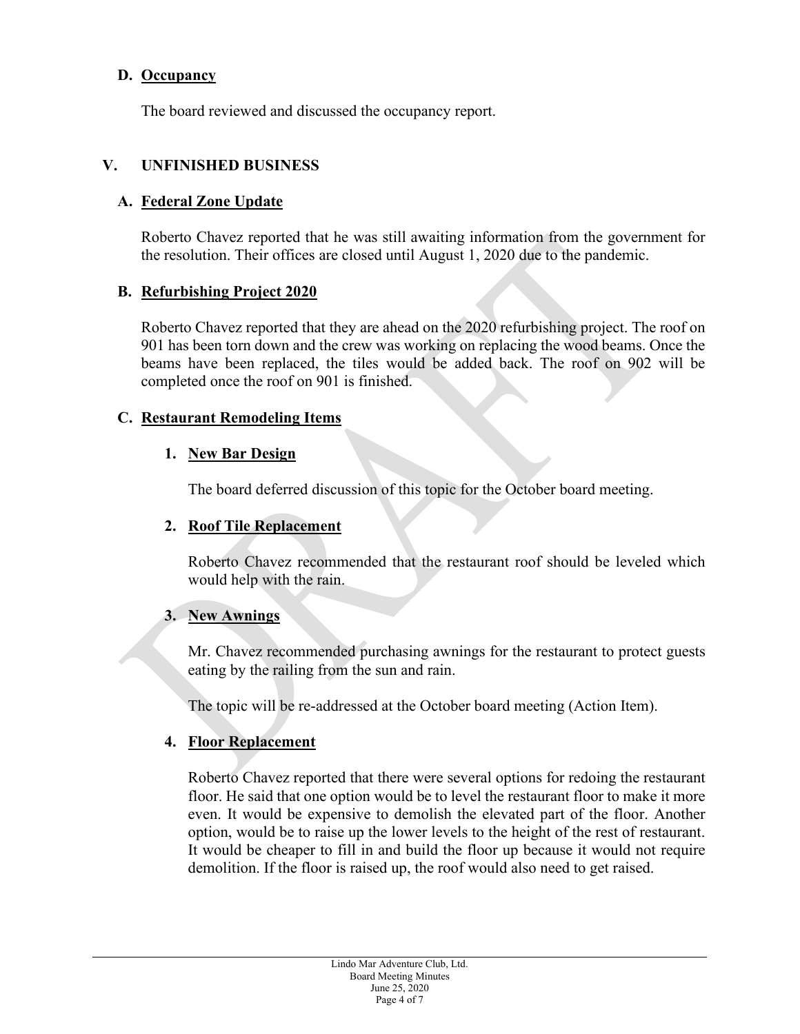### D. Occupancy

The board reviewed and discussed the occupancy report.

## V. UNFINISHED BUSINESS

### A. Federal Zone Update

Roberto Chavez reported that he was still awaiting information from the government for the resolution. Their offices are closed until August 1, 2020 due to the pandemic.

### B. Refurbishing Project 2020

Roberto Chavez reported that they are ahead on the 2020 refurbishing project. The roof on 901 has been torn down and the crew was working on replacing the wood beams. Once the beams have been replaced, the tiles would be added back. The roof on 902 will be completed once the roof on 901 is finished.

### C. Restaurant Remodeling Items

#### 1. New Bar Design

The board deferred discussion of this topic for the October board meeting.

#### 2. Roof Tile Replacement

Roberto Chavez recommended that the restaurant roof should be leveled which would help with the rain.

#### 3. New Awnings

Mr. Chavez recommended purchasing awnings for the restaurant to protect guests eating by the railing from the sun and rain.

The topic will be re-addressed at the October board meeting (Action Item).

#### 4. Floor Replacement

Roberto Chavez reported that there were several options for redoing the restaurant floor. He said that one option would be to level the restaurant floor to make it more even. It would be expensive to demolish the elevated part of the floor. Another option, would be to raise up the lower levels to the height of the rest of restaurant. It would be cheaper to fill in and build the floor up because it would not require demolition. If the floor is raised up, the roof would also need to get raised.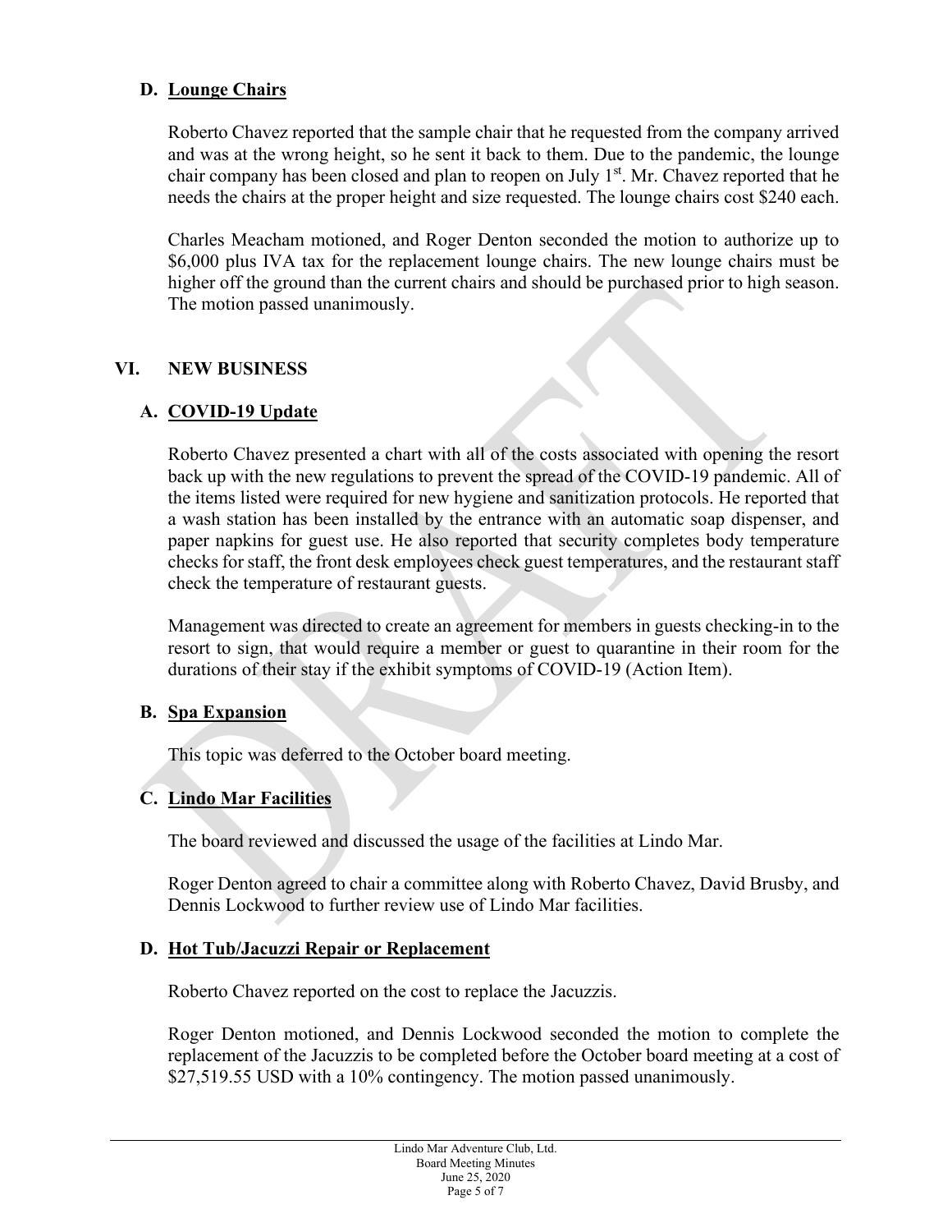### D. Lounge Chairs

Roberto Chavez reported that the sample chair that he requested from the company arrived and was at the wrong height, so he sent it back to them. Due to the pandemic, the lounge chair company has been closed and plan to reopen on July 1st. Mr. Chavez reported that he needs the chairs at the proper height and size requested. The lounge chairs cost $240 each.

Charles Meacham motioned, and Roger Denton seconded the motion to authorize up to $6,000 plus IVA tax for the replacement lounge chairs. The new lounge chairs must be higher off the ground than the current chairs and should be purchased prior to high season. The motion passed unanimously.

## VI. NEW BUSINESS

### A. COVID-19 Update

Roberto Chavez presented a chart with all of the costs associated with opening the resort back up with the new regulations to prevent the spread of the COVID-19 pandemic. All of the items listed were required for new hygiene and sanitization protocols. He reported that a wash station has been installed by the entrance with an automatic soap dispenser, and paper napkins for guest use. He also reported that security completes body temperature checks for staff, the front desk employees check guest temperatures, and the restaurant staff check the temperature of restaurant guests.

Management was directed to create an agreement for members in guests checking-in to the resort to sign, that would require a member or guest to quarantine in their room for the durations of their stay if the exhibit symptoms of COVID-19 (Action Item).

### B. Spa Expansion

This topic was deferred to the October board meeting.

### C. Lindo Mar Facilities

The board reviewed and discussed the usage of the facilities at Lindo Mar.

Roger Denton agreed to chair a committee along with Roberto Chavez, David Brusby, and Dennis Lockwood to further review use of Lindo Mar facilities.

### D. Hot Tub/Jacuzzi Repair or Replacement

Roberto Chavez reported on the cost to replace the Jacuzzis.

Roger Denton motioned, and Dennis Lockwood seconded the motion to complete the replacement of the Jacuzzis to be completed before the October board meeting at a cost of $27,519.55 USD with a 10% contingency. The motion passed unanimously.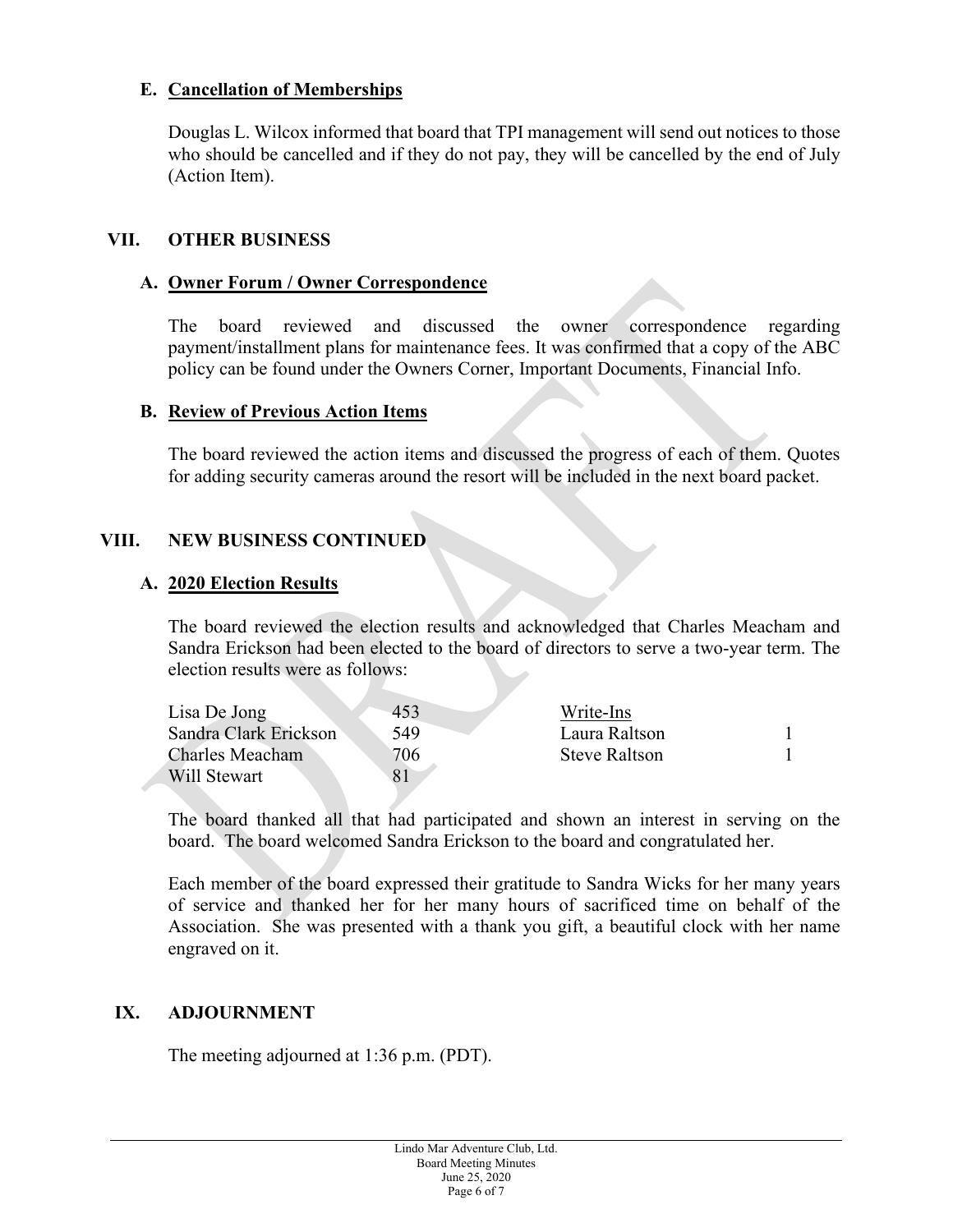### E. Cancellation of Memberships

Douglas L. Wilcox informed that board that TPI management will send out notices to those who should be cancelled and if they do not pay, they will be cancelled by the end of July (Action Item).

## VII. OTHER BUSINESS

### A. Owner Forum / Owner Correspondence

The board reviewed and discussed the owner correspondence regarding payment/installment plans for maintenance fees. It was confirmed that a copy of the ABC policy can be found under the Owners Corner, Important Documents, Financial Info.

### B. Review of Previous Action Items

The board reviewed the action items and discussed the progress of each of them. Quotes for adding security cameras around the resort will be included in the next board packet.

## VIII. NEW BUSINESS CONTINUED

### A. 2020 Election Results

The board reviewed the election results and acknowledged that Charles Meacham and Sandra Erickson had been elected to the board of directors to serve a two-year term. The election results were as follows:

| Candidate | Votes | Write-Ins | Votes |
|---|---|---|---|
| Lisa De Jong | 453 | Laura Raltson | 1 |
| Sandra Clark Erickson | 549 | Steve Raltson | 1 |
| Charles Meacham | 706 | | |
| Will Stewart | 81 | | |

The board thanked all that had participated and shown an interest in serving on the board. The board welcomed Sandra Erickson to the board and congratulated her.

Each member of the board expressed their gratitude to Sandra Wicks for her many years of service and thanked her for her many hours of sacrificed time on behalf of the Association. She was presented with a thank you gift, a beautiful clock with her name engraved on it.

## IX. ADJOURNMENT

The meeting adjourned at 1:36 p.m. (PDT).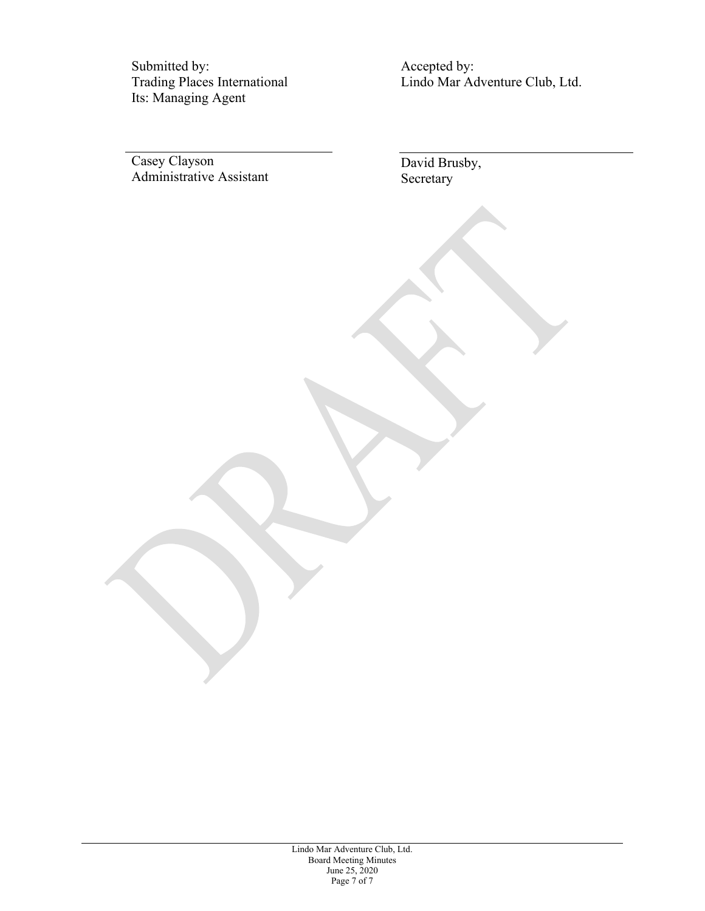| | |
|---|---|
| Submitted by:<br>Trading Places International<br>Its: Managing Agent | Accepted by:<br>Lindo Mar Adventure Club, Ltd. |
| \_\_\_\_\_\_\_\_\_\_\_\_\_\_\_\_\_\_\_\_\_\_\_\_\_\_\_\_\_\_<br>Casey Clayson<br>Administrative Assistant | \_\_\_\_\_\_\_\_\_\_\_\_\_\_\_\_\_\_\_\_\_\_\_\_\_\_\_\_\_\_<br>David Brusby,<br>Secretary |

DRAFT